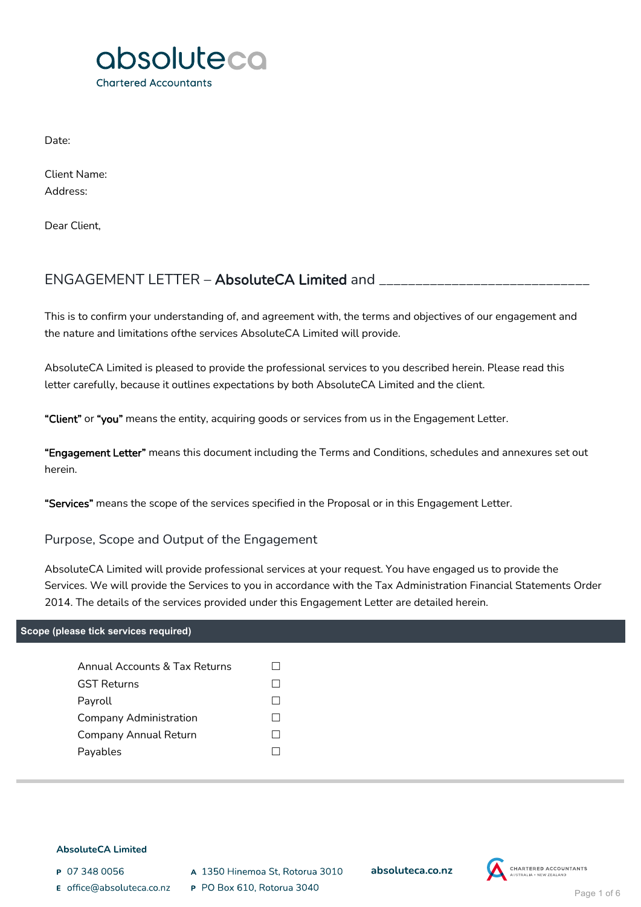absoluteca
Chartered Accountants

Date:

Client Name:
Address:

Dear Client,

## ENGAGEMENT LETTER – **AbsoluteCA Limited** and ____________________________

This is to confirm your understanding of, and agreement with, the terms and objectives of our engagement and the nature and limitations ofthe services AbsoluteCA Limited will provide.

AbsoluteCA Limited is pleased to provide the professional services to you described herein. Please read this letter carefully, because it outlines expectations by both AbsoluteCA Limited and the client.

**"Client"** or **"you"** means the entity, acquiring goods or services from us in the Engagement Letter.

**"Engagement Letter"** means this document including the Terms and Conditions, schedules and annexures set out herein.

**"Services"** means the scope of the services specified in the Proposal or in this Engagement Letter.

### Purpose, Scope and Output of the Engagement

AbsoluteCA Limited will provide professional services at your request. You have engaged us to provide the Services. We will provide the Services to you in accordance with the Tax Administration Financial Statements Order 2014. The details of the services provided under this Engagement Letter are detailed herein.

**Scope (please tick services required)**

| Service | |
|---|---|
| Annual Accounts & Tax Returns | ☐ |
| GST Returns | ☐ |
| Payroll | ☐ |
| Company Administration | ☐ |
| Company Annual Return | ☐ |
| Payables | ☐ |

**AbsoluteCA Limited**

P 07 348 0056
E office@absoluteca.co.nz
A 1350 Hinemoa St, Rotorua 3010
P PO Box 610, Rotorua 3040
absoluteca.co.nz

CHARTERED ACCOUNTANTS AUSTRALIA + NEW ZEALAND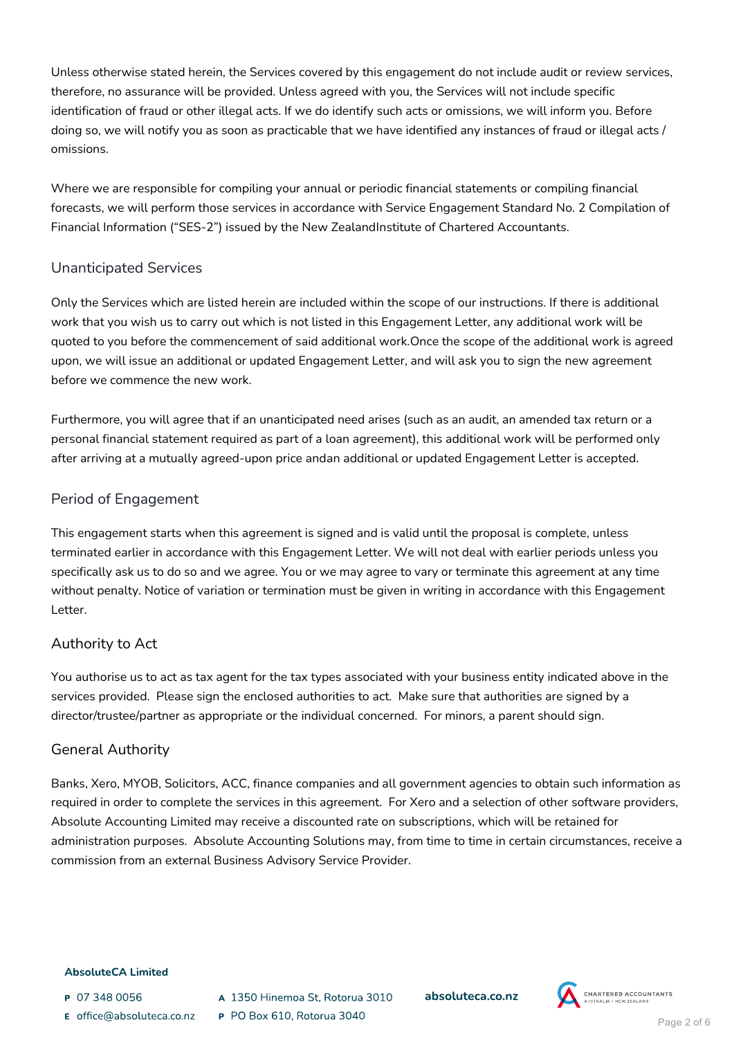Unless otherwise stated herein, the Services covered by this engagement do not include audit or review services, therefore, no assurance will be provided. Unless agreed with you, the Services will not include specific identification of fraud or other illegal acts. If we do identify such acts or omissions, we will inform you. Before doing so, we will notify you as soon as practicable that we have identified any instances of fraud or illegal acts / omissions.

Where we are responsible for compiling your annual or periodic financial statements or compiling financial forecasts, we will perform those services in accordance with Service Engagement Standard No. 2 Compilation of Financial Information ("SES-2") issued by the New ZealandInstitute of Chartered Accountants.

## Unanticipated Services

Only the Services which are listed herein are included within the scope of our instructions. If there is additional work that you wish us to carry out which is not listed in this Engagement Letter, any additional work will be quoted to you before the commencement of said additional work.Once the scope of the additional work is agreed upon, we will issue an additional or updated Engagement Letter, and will ask you to sign the new agreement before we commence the new work.

Furthermore, you will agree that if an unanticipated need arises (such as an audit, an amended tax return or a personal financial statement required as part of a loan agreement), this additional work will be performed only after arriving at a mutually agreed-upon price andan additional or updated Engagement Letter is accepted.

## Period of Engagement

This engagement starts when this agreement is signed and is valid until the proposal is complete, unless terminated earlier in accordance with this Engagement Letter. We will not deal with earlier periods unless you specifically ask us to do so and we agree. You or we may agree to vary or terminate this agreement at any time without penalty. Notice of variation or termination must be given in writing in accordance with this Engagement Letter.

## Authority to Act

You authorise us to act as tax agent for the tax types associated with your business entity indicated above in the services provided. Please sign the enclosed authorities to act. Make sure that authorities are signed by a director/trustee/partner as appropriate or the individual concerned. For minors, a parent should sign.

## General Authority

Banks, Xero, MYOB, Solicitors, ACC, finance companies and all government agencies to obtain such information as required in order to complete the services in this agreement. For Xero and a selection of other software providers, Absolute Accounting Limited may receive a discounted rate on subscriptions, which will be retained for administration purposes. Absolute Accounting Solutions may, from time to time in certain circumstances, receive a commission from an external Business Advisory Service Provider.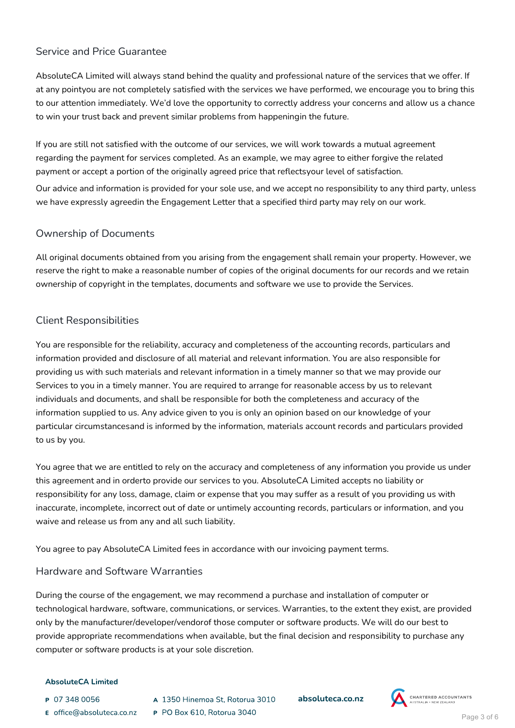## Service and Price Guarantee

AbsoluteCA Limited will always stand behind the quality and professional nature of the services that we offer. If at any pointyou are not completely satisfied with the services we have performed, we encourage you to bring this to our attention immediately. We'd love the opportunity to correctly address your concerns and allow us a chance to win your trust back and prevent similar problems from happeningin the future.

If you are still not satisfied with the outcome of our services, we will work towards a mutual agreement regarding the payment for services completed. As an example, we may agree to either forgive the related payment or accept a portion of the originally agreed price that reflectsyour level of satisfaction.

Our advice and information is provided for your sole use, and we accept no responsibility to any third party, unless we have expressly agreedin the Engagement Letter that a specified third party may rely on our work.

## Ownership of Documents

All original documents obtained from you arising from the engagement shall remain your property. However, we reserve the right to make a reasonable number of copies of the original documents for our records and we retain ownership of copyright in the templates, documents and software we use to provide the Services.

## Client Responsibilities

You are responsible for the reliability, accuracy and completeness of the accounting records, particulars and information provided and disclosure of all material and relevant information. You are also responsible for providing us with such materials and relevant information in a timely manner so that we may provide our Services to you in a timely manner. You are required to arrange for reasonable access by us to relevant individuals and documents, and shall be responsible for both the completeness and accuracy of the information supplied to us. Any advice given to you is only an opinion based on our knowledge of your particular circumstancesand is informed by the information, materials account records and particulars provided to us by you.

You agree that we are entitled to rely on the accuracy and completeness of any information you provide us under this agreement and in orderto provide our services to you. AbsoluteCA Limited accepts no liability or responsibility for any loss, damage, claim or expense that you may suffer as a result of you providing us with inaccurate, incomplete, incorrect out of date or untimely accounting records, particulars or information, and you waive and release us from any and all such liability.

You agree to pay AbsoluteCA Limited fees in accordance with our invoicing payment terms.

## Hardware and Software Warranties

During the course of the engagement, we may recommend a purchase and installation of computer or technological hardware, software, communications, or services. Warranties, to the extent they exist, are provided only by the manufacturer/developer/vendorof those computer or software products. We will do our best to provide appropriate recommendations when available, but the final decision and responsibility to purchase any computer or software products is at your sole discretion.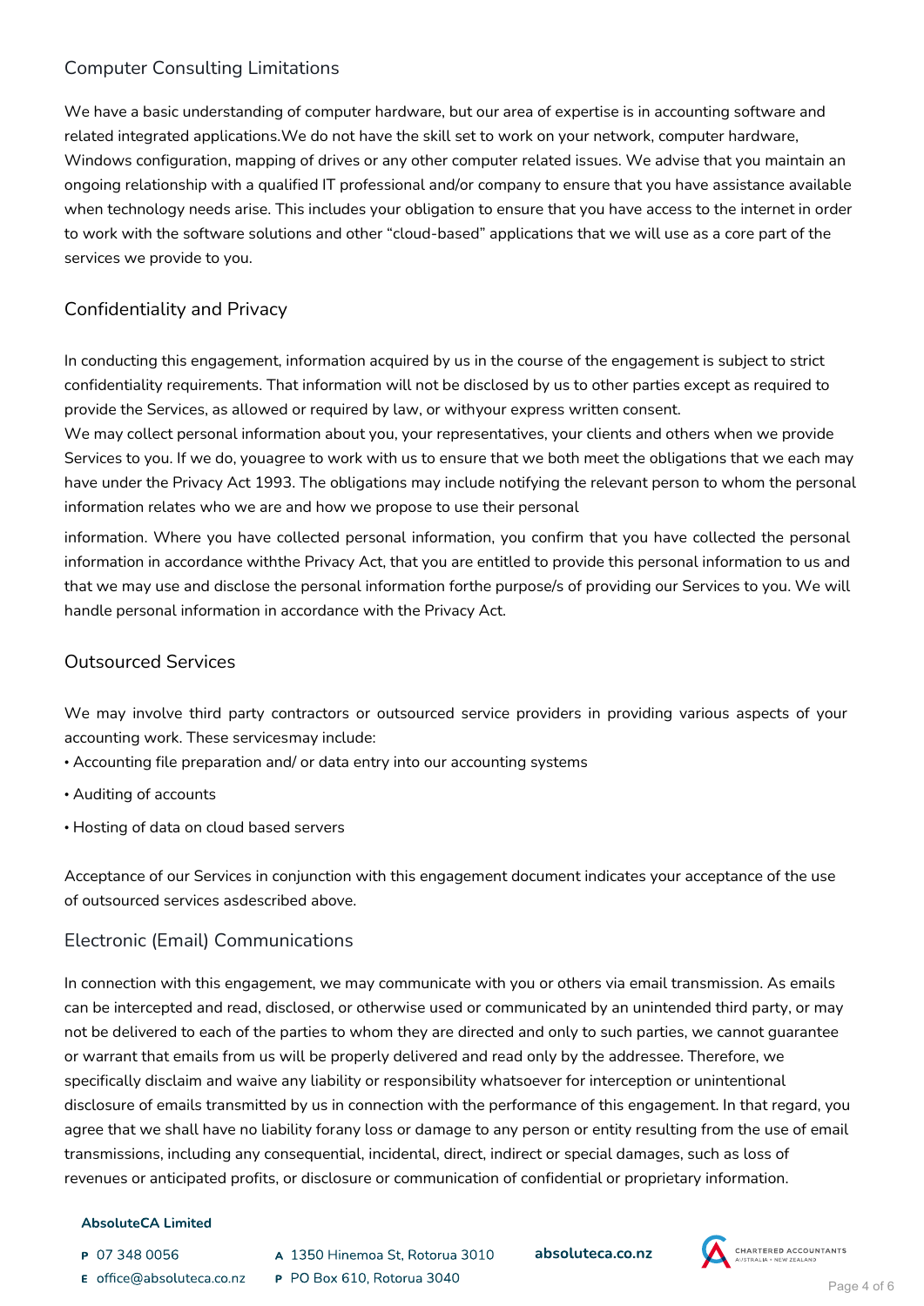## Computer Consulting Limitations

We have a basic understanding of computer hardware, but our area of expertise is in accounting software and related integrated applications.We do not have the skill set to work on your network, computer hardware, Windows configuration, mapping of drives or any other computer related issues. We advise that you maintain an ongoing relationship with a qualified IT professional and/or company to ensure that you have assistance available when technology needs arise. This includes your obligation to ensure that you have access to the internet in order to work with the software solutions and other "cloud-based" applications that we will use as a core part of the services we provide to you.

## Confidentiality and Privacy

In conducting this engagement, information acquired by us in the course of the engagement is subject to strict confidentiality requirements. That information will not be disclosed by us to other parties except as required to provide the Services, as allowed or required by law, or withyour express written consent.
We may collect personal information about you, your representatives, your clients and others when we provide Services to you. If we do, youagree to work with us to ensure that we both meet the obligations that we each may have under the Privacy Act 1993. The obligations may include notifying the relevant person to whom the personal information relates who we are and how we propose to use their personal

information. Where you have collected personal information, you confirm that you have collected the personal information in accordance withthe Privacy Act, that you are entitled to provide this personal information to us and that we may use and disclose the personal information forthe purpose/s of providing our Services to you. We will handle personal information in accordance with the Privacy Act.

## Outsourced Services

We may involve third party contractors or outsourced service providers in providing various aspects of your accounting work. These servicesmay include:

- Accounting file preparation and/ or data entry into our accounting systems
- Auditing of accounts
- Hosting of data on cloud based servers

Acceptance of our Services in conjunction with this engagement document indicates your acceptance of the use of outsourced services asdescribed above.

## Electronic (Email) Communications

In connection with this engagement, we may communicate with you or others via email transmission. As emails can be intercepted and read, disclosed, or otherwise used or communicated by an unintended third party, or may not be delivered to each of the parties to whom they are directed and only to such parties, we cannot guarantee or warrant that emails from us will be properly delivered and read only by the addressee. Therefore, we specifically disclaim and waive any liability or responsibility whatsoever for interception or unintentional disclosure of emails transmitted by us in connection with the performance of this engagement. In that regard, you agree that we shall have no liability forany loss or damage to any person or entity resulting from the use of email transmissions, including any consequential, incidental, direct, indirect or special damages, such as loss of revenues or anticipated profits, or disclosure or communication of confidential or proprietary information.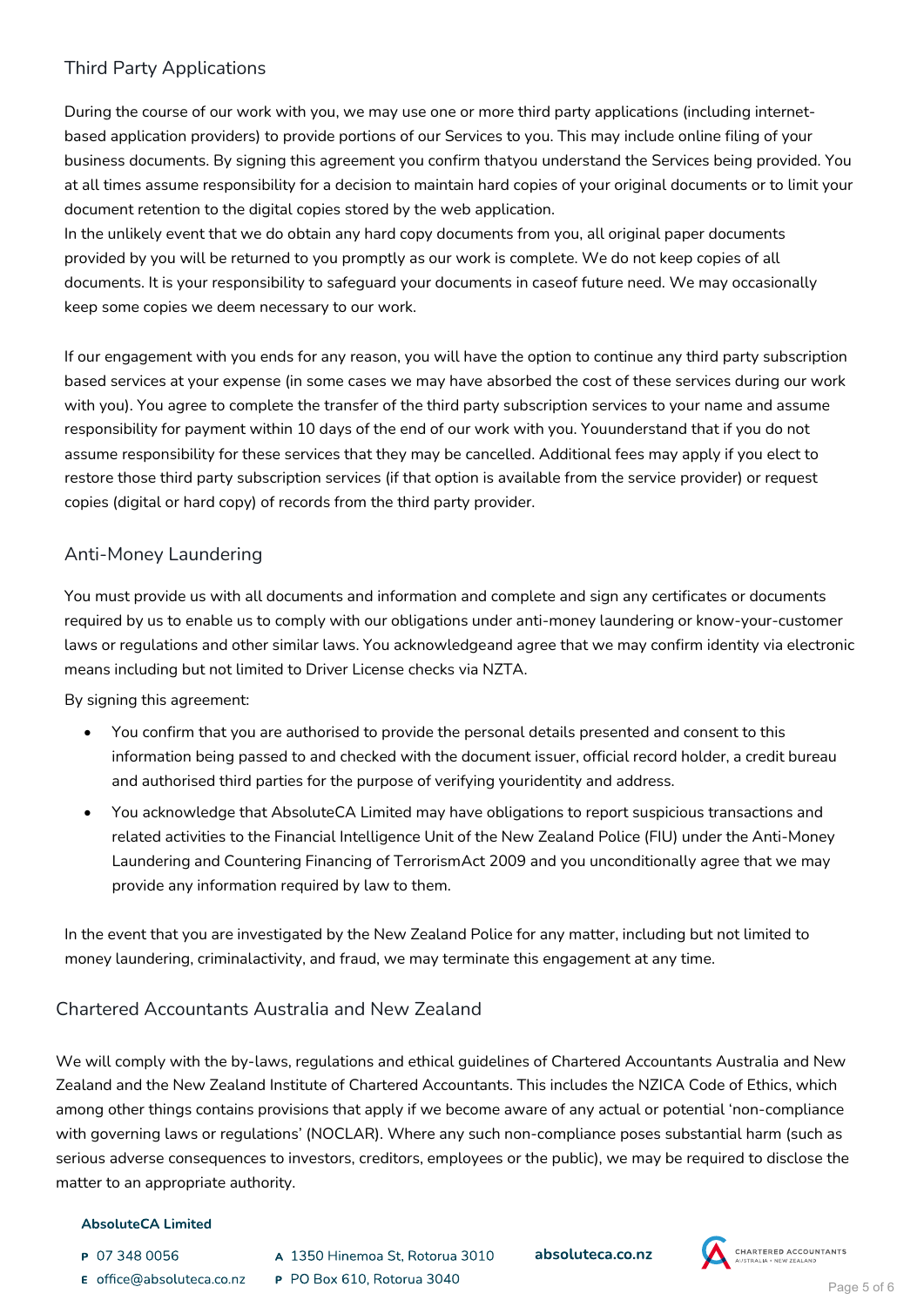## Third Party Applications

During the course of our work with you, we may use one or more third party applications (including internet-based application providers) to provide portions of our Services to you. This may include online filing of your business documents. By signing this agreement you confirm thatyou understand the Services being provided. You at all times assume responsibility for a decision to maintain hard copies of your original documents or to limit your document retention to the digital copies stored by the web application.
In the unlikely event that we do obtain any hard copy documents from you, all original paper documents provided by you will be returned to you promptly as our work is complete. We do not keep copies of all documents. It is your responsibility to safeguard your documents in caseof future need. We may occasionally keep some copies we deem necessary to our work.

If our engagement with you ends for any reason, you will have the option to continue any third party subscription based services at your expense (in some cases we may have absorbed the cost of these services during our work with you). You agree to complete the transfer of the third party subscription services to your name and assume responsibility for payment within 10 days of the end of our work with you. Youunderstand that if you do not assume responsibility for these services that they may be cancelled. Additional fees may apply if you elect to restore those third party subscription services (if that option is available from the service provider) or request copies (digital or hard copy) of records from the third party provider.

## Anti-Money Laundering

You must provide us with all documents and information and complete and sign any certificates or documents required by us to enable us to comply with our obligations under anti-money laundering or know-your-customer laws or regulations and other similar laws. You acknowledgeand agree that we may confirm identity via electronic means including but not limited to Driver License checks via NZTA.

By signing this agreement:

- You confirm that you are authorised to provide the personal details presented and consent to this information being passed to and checked with the document issuer, official record holder, a credit bureau and authorised third parties for the purpose of verifying youridentity and address.
- You acknowledge that AbsoluteCA Limited may have obligations to report suspicious transactions and related activities to the Financial Intelligence Unit of the New Zealand Police (FIU) under the Anti-Money Laundering and Countering Financing of TerrorismAct 2009 and you unconditionally agree that we may provide any information required by law to them.

In the event that you are investigated by the New Zealand Police for any matter, including but not limited to money laundering, criminalactivity, and fraud, we may terminate this engagement at any time.

## Chartered Accountants Australia and New Zealand

We will comply with the by-laws, regulations and ethical guidelines of Chartered Accountants Australia and New Zealand and the New Zealand Institute of Chartered Accountants. This includes the NZICA Code of Ethics, which among other things contains provisions that apply if we become aware of any actual or potential 'non-compliance with governing laws or regulations' (NOCLAR). Where any such non-compliance poses substantial harm (such as serious adverse consequences to investors, creditors, employees or the public), we may be required to disclose the matter to an appropriate authority.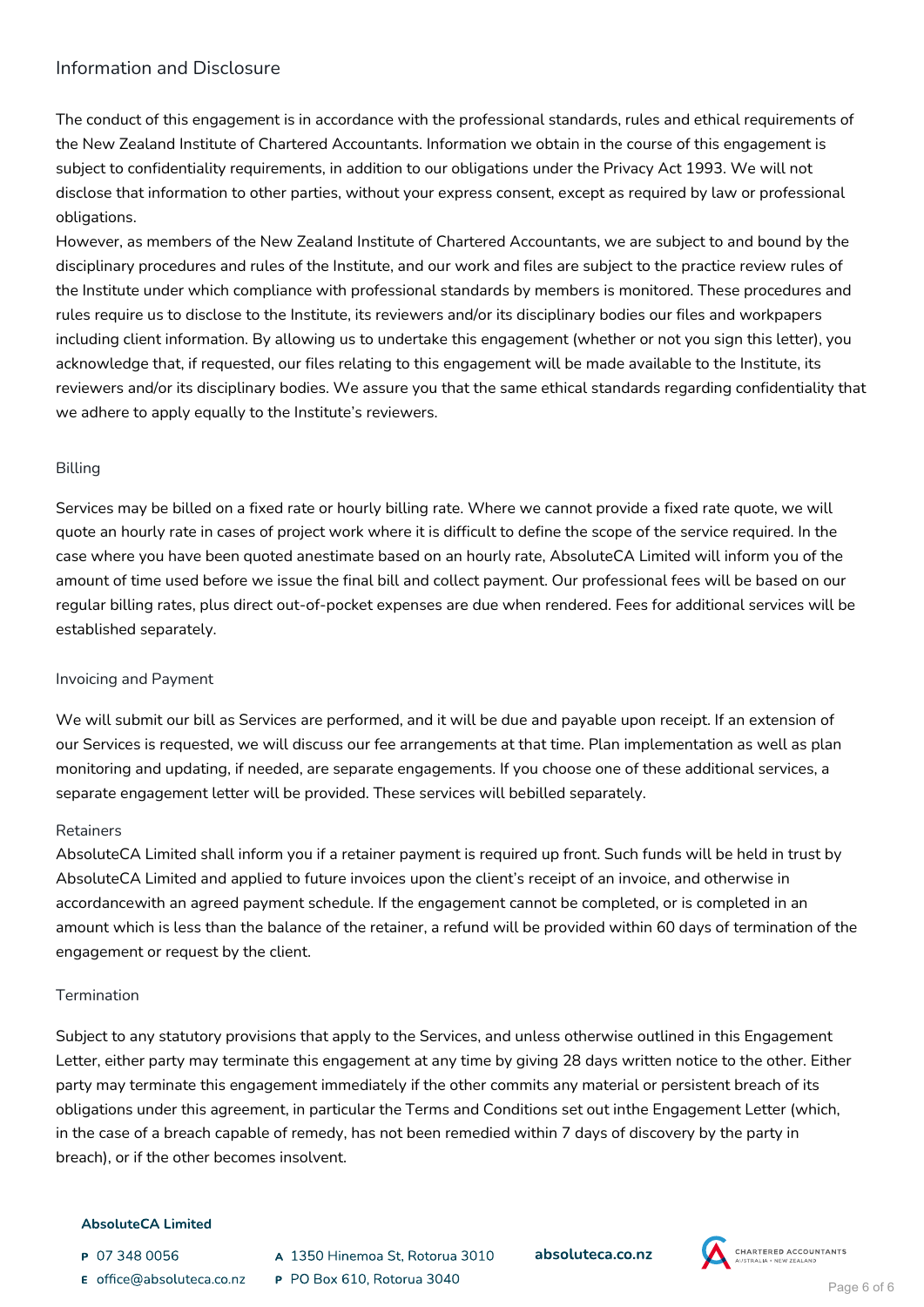## Information and Disclosure

The conduct of this engagement is in accordance with the professional standards, rules and ethical requirements of the New Zealand Institute of Chartered Accountants. Information we obtain in the course of this engagement is subject to confidentiality requirements, in addition to our obligations under the Privacy Act 1993. We will not disclose that information to other parties, without your express consent, except as required by law or professional obligations.

However, as members of the New Zealand Institute of Chartered Accountants, we are subject to and bound by the disciplinary procedures and rules of the Institute, and our work and files are subject to the practice review rules of the Institute under which compliance with professional standards by members is monitored. These procedures and rules require us to disclose to the Institute, its reviewers and/or its disciplinary bodies our files and workpapers including client information. By allowing us to undertake this engagement (whether or not you sign this letter), you acknowledge that, if requested, our files relating to this engagement will be made available to the Institute, its reviewers and/or its disciplinary bodies. We assure you that the same ethical standards regarding confidentiality that we adhere to apply equally to the Institute's reviewers.

### Billing

Services may be billed on a fixed rate or hourly billing rate. Where we cannot provide a fixed rate quote, we will quote an hourly rate in cases of project work where it is difficult to define the scope of the service required. In the case where you have been quoted anestimate based on an hourly rate, AbsoluteCA Limited will inform you of the amount of time used before we issue the final bill and collect payment. Our professional fees will be based on our regular billing rates, plus direct out-of-pocket expenses are due when rendered. Fees for additional services will be established separately.

### Invoicing and Payment

We will submit our bill as Services are performed, and it will be due and payable upon receipt. If an extension of our Services is requested, we will discuss our fee arrangements at that time. Plan implementation as well as plan monitoring and updating, if needed, are separate engagements. If you choose one of these additional services, a separate engagement letter will be provided. These services will bebilled separately.

### Retainers

AbsoluteCA Limited shall inform you if a retainer payment is required up front. Such funds will be held in trust by AbsoluteCA Limited and applied to future invoices upon the client's receipt of an invoice, and otherwise in accordancewith an agreed payment schedule. If the engagement cannot be completed, or is completed in an amount which is less than the balance of the retainer, a refund will be provided within 60 days of termination of the engagement or request by the client.

### Termination

Subject to any statutory provisions that apply to the Services, and unless otherwise outlined in this Engagement Letter, either party may terminate this engagement at any time by giving 28 days written notice to the other. Either party may terminate this engagement immediately if the other commits any material or persistent breach of its obligations under this agreement, in particular the Terms and Conditions set out inthe Engagement Letter (which, in the case of a breach capable of remedy, has not been remedied within 7 days of discovery by the party in breach), or if the other becomes insolvent.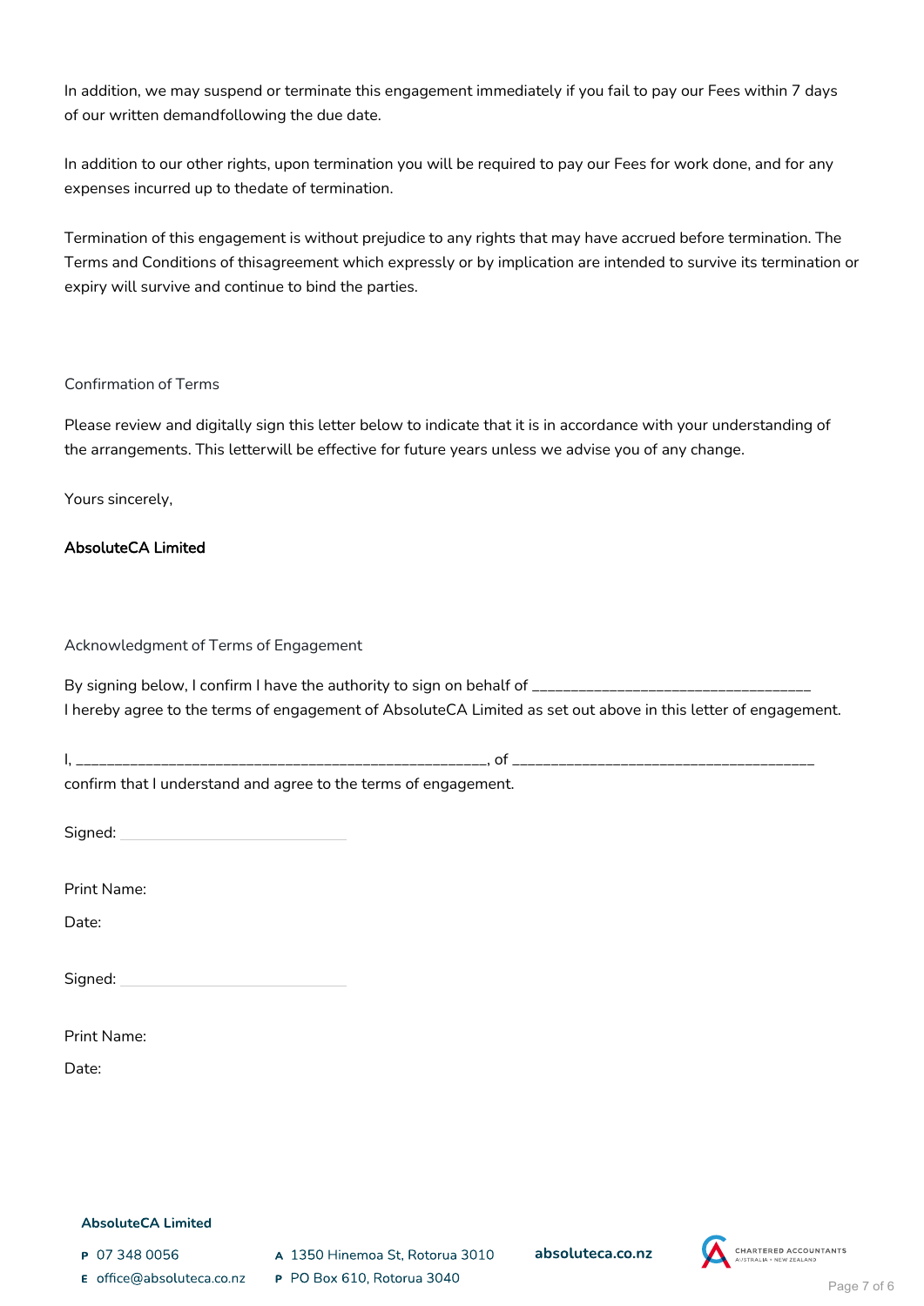In addition, we may suspend or terminate this engagement immediately if you fail to pay our Fees within 7 days of our written demandfollowing the due date.

In addition to our other rights, upon termination you will be required to pay our Fees for work done, and for any expenses incurred up to thedate of termination.

Termination of this engagement is without prejudice to any rights that may have accrued before termination. The Terms and Conditions of thisagreement which expressly or by implication are intended to survive its termination or expiry will survive and continue to bind the parties.

## Confirmation of Terms

Please review and digitally sign this letter below to indicate that it is in accordance with your understanding of the arrangements. This letterwill be effective for future years unless we advise you of any change.

Yours sincerely,

**AbsoluteCA Limited**

## Acknowledgment of Terms of Engagement

By signing below, I confirm I have the authority to sign on behalf of ___________________________________
I hereby agree to the terms of engagement of AbsoluteCA Limited as set out above in this letter of engagement.

I, ______________________________________________________, of ________________________________________
confirm that I understand and agree to the terms of engagement.

Signed: 

Print Name:

Date:

Signed: 

Print Name:

Date:

**AbsoluteCA Limited**

P 07 348 0056
E office@absoluteca.co.nz
A 1350 Hinemoa St, Rotorua 3010
P PO Box 610, Rotorua 3040
**absoluteca.co.nz**

CHARTERED ACCOUNTANTS AUSTRALIA + NEW ZEALAND